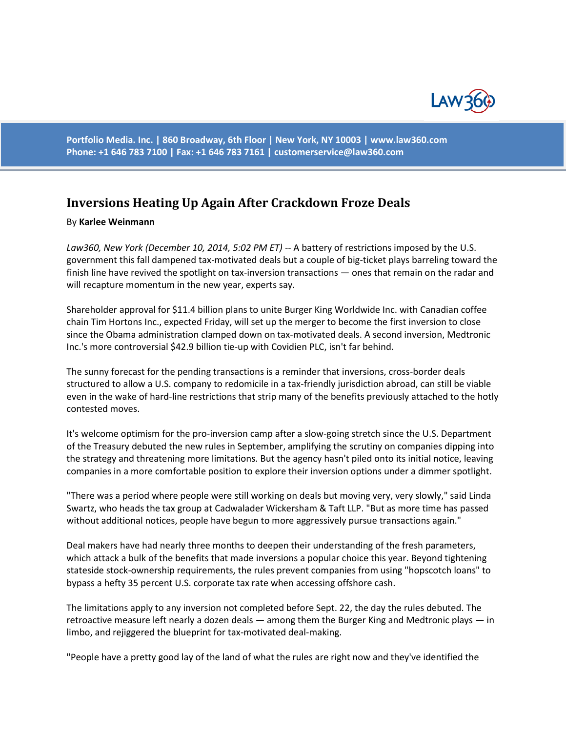# Inversions Heating Up Again After Crackdown Froze Deals

By **Karlee Weinmann**

*Law360, New York (December 10, 2014, 5:02 PM ET)* -- A battery of restrictions imposed by the U.S. government this fall dampened tax-motivated deals but a couple of big-ticket plays barreling toward the finish line have revived the spotlight on tax-inversion transactions — ones that remain on the radar and will recapture momentum in the new year, experts say.

Shareholder approval for $11.4 billion plans to unite Burger King Worldwide Inc. with Canadian coffee chain Tim Hortons Inc., expected Friday, will set up the merger to become the first inversion to close since the Obama administration clamped down on tax-motivated deals. A second inversion, Medtronic Inc.'s more controversial $42.9 billion tie-up with Covidien PLC, isn't far behind.

The sunny forecast for the pending transactions is a reminder that inversions, cross-border deals structured to allow a U.S. company to redomicile in a tax-friendly jurisdiction abroad, can still be viable even in the wake of hard-line restrictions that strip many of the benefits previously attached to the hotly contested moves.

It's welcome optimism for the pro-inversion camp after a slow-going stretch since the U.S. Department of the Treasury debuted the new rules in September, amplifying the scrutiny on companies dipping into the strategy and threatening more limitations. But the agency hasn't piled onto its initial notice, leaving companies in a more comfortable position to explore their inversion options under a dimmer spotlight.

"There was a period where people were still working on deals but moving very, very slowly," said Linda Swartz, who heads the tax group at Cadwalader Wickersham & Taft LLP. "But as more time has passed without additional notices, people have begun to more aggressively pursue transactions again."

Deal makers have had nearly three months to deepen their understanding of the fresh parameters, which attack a bulk of the benefits that made inversions a popular choice this year. Beyond tightening stateside stock-ownership requirements, the rules prevent companies from using "hopscotch loans" to bypass a hefty 35 percent U.S. corporate tax rate when accessing offshore cash.

The limitations apply to any inversion not completed before Sept. 22, the day the rules debuted. The retroactive measure left nearly a dozen deals — among them the Burger King and Medtronic plays — in limbo, and rejiggered the blueprint for tax-motivated deal-making.

"People have a pretty good lay of the land of what the rules are right now and they've identified the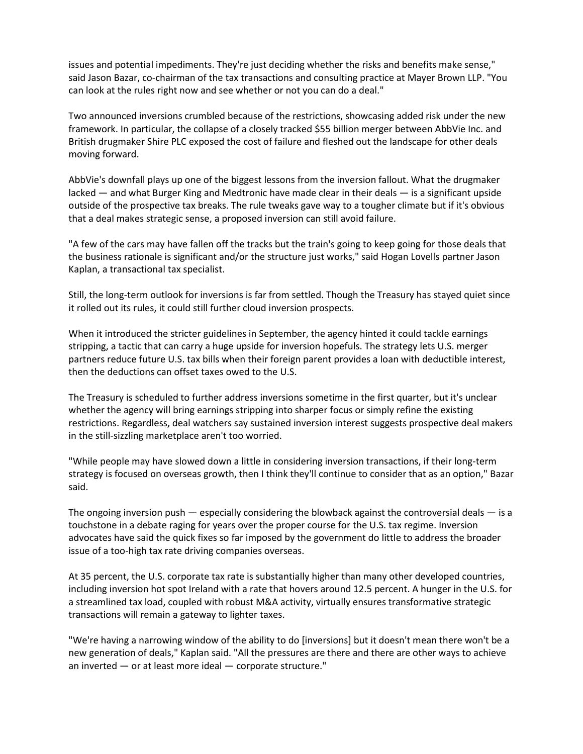issues and potential impediments. They're just deciding whether the risks and benefits make sense," said Jason Bazar, co-chairman of the tax transactions and consulting practice at Mayer Brown LLP. "You can look at the rules right now and see whether or not you can do a deal."

Two announced inversions crumbled because of the restrictions, showcasing added risk under the new framework. In particular, the collapse of a closely tracked $55 billion merger between AbbVie Inc. and British drugmaker Shire PLC exposed the cost of failure and fleshed out the landscape for other deals moving forward.

AbbVie's downfall plays up one of the biggest lessons from the inversion fallout. What the drugmaker lacked — and what Burger King and Medtronic have made clear in their deals — is a significant upside outside of the prospective tax breaks. The rule tweaks gave way to a tougher climate but if it's obvious that a deal makes strategic sense, a proposed inversion can still avoid failure.

"A few of the cars may have fallen off the tracks but the train's going to keep going for those deals that the business rationale is significant and/or the structure just works," said Hogan Lovells partner Jason Kaplan, a transactional tax specialist.

Still, the long-term outlook for inversions is far from settled. Though the Treasury has stayed quiet since it rolled out its rules, it could still further cloud inversion prospects.

When it introduced the stricter guidelines in September, the agency hinted it could tackle earnings stripping, a tactic that can carry a huge upside for inversion hopefuls. The strategy lets U.S. merger partners reduce future U.S. tax bills when their foreign parent provides a loan with deductible interest, then the deductions can offset taxes owed to the U.S.

The Treasury is scheduled to further address inversions sometime in the first quarter, but it's unclear whether the agency will bring earnings stripping into sharper focus or simply refine the existing restrictions. Regardless, deal watchers say sustained inversion interest suggests prospective deal makers in the still-sizzling marketplace aren't too worried.

"While people may have slowed down a little in considering inversion transactions, if their long-term strategy is focused on overseas growth, then I think they'll continue to consider that as an option," Bazar said.

The ongoing inversion push — especially considering the blowback against the controversial deals — is a touchstone in a debate raging for years over the proper course for the U.S. tax regime. Inversion advocates have said the quick fixes so far imposed by the government do little to address the broader issue of a too-high tax rate driving companies overseas.

At 35 percent, the U.S. corporate tax rate is substantially higher than many other developed countries, including inversion hot spot Ireland with a rate that hovers around 12.5 percent. A hunger in the U.S. for a streamlined tax load, coupled with robust M&A activity, virtually ensures transformative strategic transactions will remain a gateway to lighter taxes.

"We're having a narrowing window of the ability to do [inversions] but it doesn't mean there won't be a new generation of deals," Kaplan said. "All the pressures are there and there are other ways to achieve an inverted — or at least more ideal — corporate structure."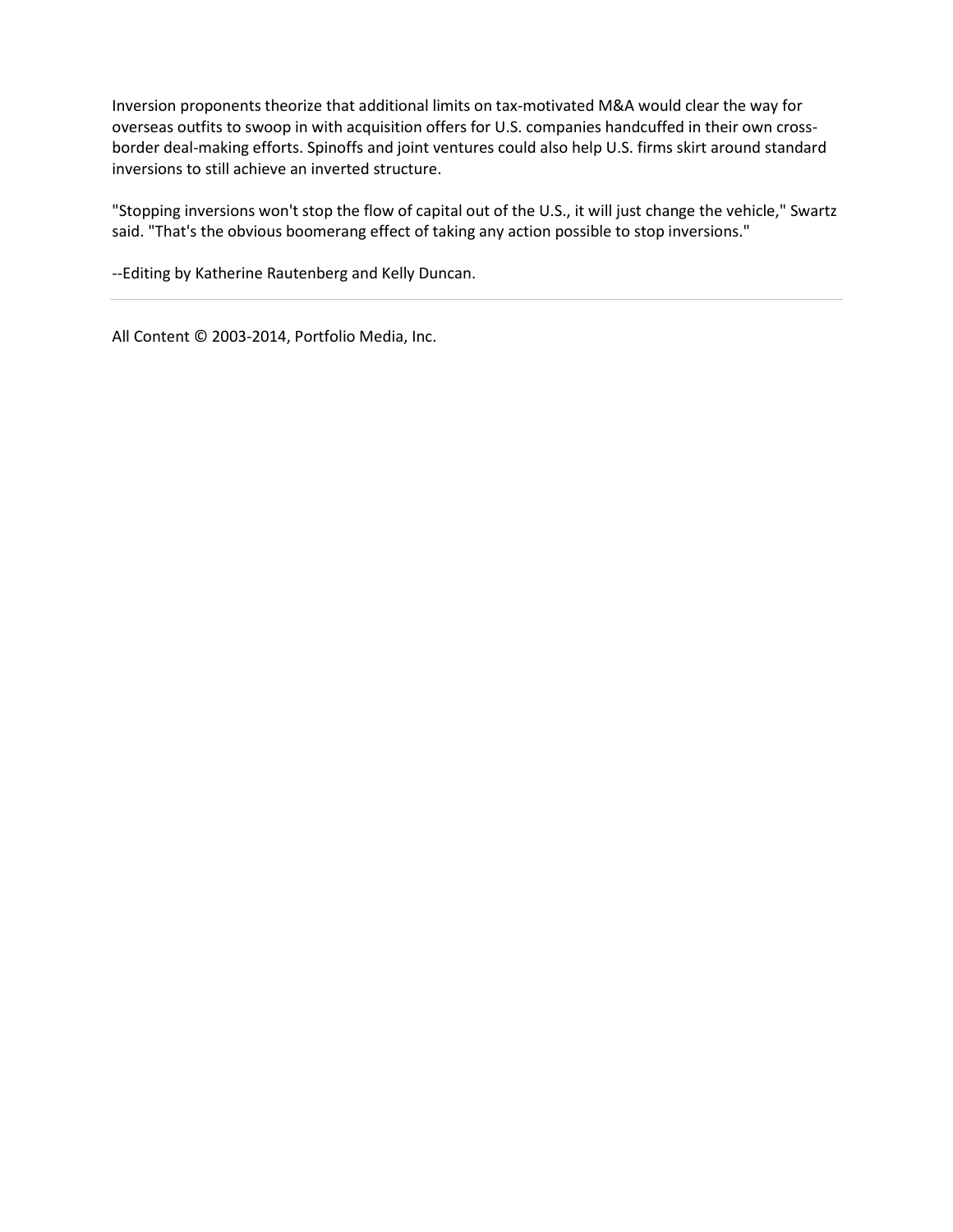Inversion proponents theorize that additional limits on tax-motivated M&A would clear the way for overseas outfits to swoop in with acquisition offers for U.S. companies handcuffed in their own cross-border deal-making efforts. Spinoffs and joint ventures could also help U.S. firms skirt around standard inversions to still achieve an inverted structure.

"Stopping inversions won't stop the flow of capital out of the U.S., it will just change the vehicle," Swartz said. "That's the obvious boomerang effect of taking any action possible to stop inversions."

--Editing by Katherine Rautenberg and Kelly Duncan.

---

All Content © 2003-2014, Portfolio Media, Inc.